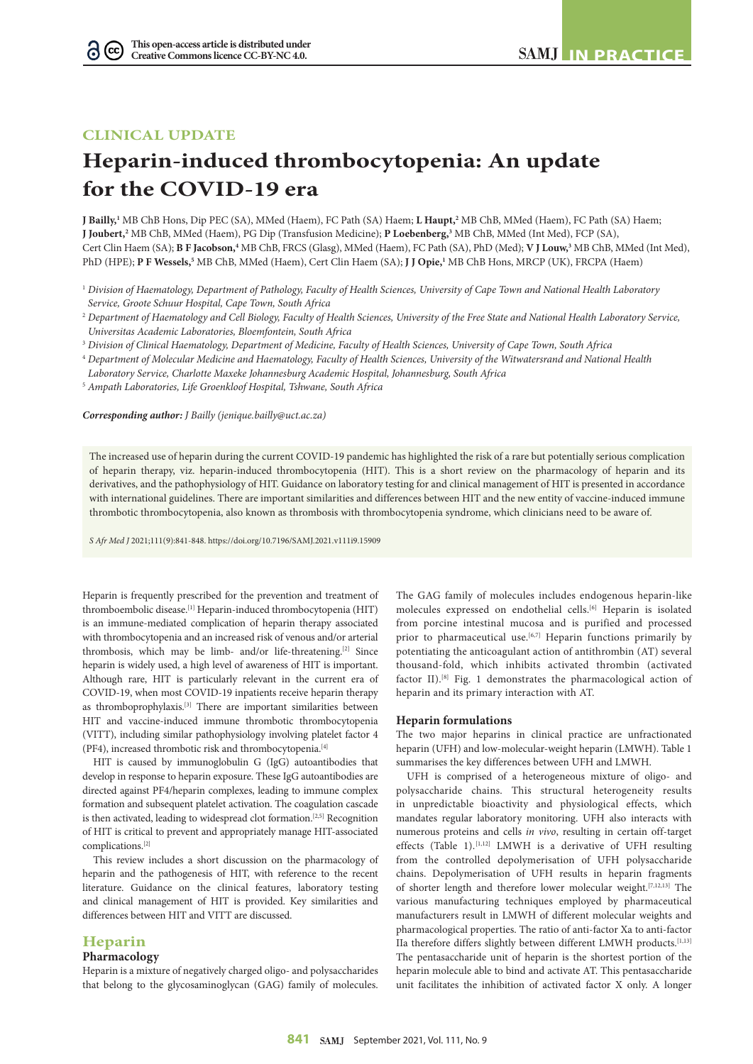CLINICAL UPDATE

# Heparin-induced thrombocytopenia: An update for the COVID-19 era

**J Bailly,**[1] MB ChB Hons, Dip PEC (SA), MMed (Haem), FC Path (SA) Haem; **L Haupt,**[2] MB ChB, MMed (Haem), FC Path (SA) Haem; **J Joubert,**[2] MB ChB, MMed (Haem), PG Dip (Transfusion Medicine); **P Loebenberg,**[3] MB ChB, MMed (Int Med), FCP (SA), Cert Clin Haem (SA); **B F Jacobson,**[4] MB ChB, FRCS (Glasg), MMed (Haem), FC Path (SA), PhD (Med); **V J Louw,**[3] MB ChB, MMed (Int Med), PhD (HPE); **P F Wessels,**[5] MB ChB, MMed (Haem), Cert Clin Haem (SA); **J J Opie,**[1] MB ChB Hons, MRCP (UK), FRCPA (Haem)

[1] *Division of Haematology, Department of Pathology, Faculty of Health Sciences, University of Cape Town and National Health Laboratory Service, Groote Schuur Hospital, Cape Town, South Africa*

[2] *Department of Haematology and Cell Biology, Faculty of Health Sciences, University of the Free State and National Health Laboratory Service, Universitas Academic Laboratories, Bloemfontein, South Africa*

[3] *Division of Clinical Haematology, Department of Medicine, Faculty of Health Sciences, University of Cape Town, South Africa*

[4] *Department of Molecular Medicine and Haematology, Faculty of Health Sciences, University of the Witwatersrand and National Health Laboratory Service, Charlotte Maxeke Johannesburg Academic Hospital, Johannesburg, South Africa*

[5] *Ampath Laboratories, Life Groenkloof Hospital, Tshwane, South Africa*

***Corresponding author:*** *J Bailly (jenique.bailly@uct.ac.za)*

The increased use of heparin during the current COVID-19 pandemic has highlighted the risk of a rare but potentially serious complication of heparin therapy, viz. heparin-induced thrombocytopenia (HIT). This is a short review on the pharmacology of heparin and its derivatives, and the pathophysiology of HIT. Guidance on laboratory testing for and clinical management of HIT is presented in accordance with international guidelines. There are important similarities and differences between HIT and the new entity of vaccine-induced immune thrombotic thrombocytopenia, also known as thrombosis with thrombocytopenia syndrome, which clinicians need to be aware of.

*S Afr Med J* 2021;111(9):841-848. https://doi.org/10.7196/SAMJ.2021.v111i9.15909

Heparin is frequently prescribed for the prevention and treatment of thromboembolic disease.[1] Heparin-induced thrombocytopenia (HIT) is an immune-mediated complication of heparin therapy associated with thrombocytopenia and an increased risk of venous and/or arterial thrombosis, which may be limb- and/or life-threatening.[2] Since heparin is widely used, a high level of awareness of HIT is important. Although rare, HIT is particularly relevant in the current era of COVID-19, when most COVID-19 inpatients receive heparin therapy as thromboprophylaxis.[3] There are important similarities between HIT and vaccine-induced immune thrombotic thrombocytopenia (VITT), including similar pathophysiology involving platelet factor 4 (PF4), increased thrombotic risk and thrombocytopenia.[4]

HIT is caused by immunoglobulin G (IgG) autoantibodies that develop in response to heparin exposure. These IgG autoantibodies are directed against PF4/heparin complexes, leading to immune complex formation and subsequent platelet activation. The coagulation cascade is then activated, leading to widespread clot formation.[2,5] Recognition of HIT is critical to prevent and appropriately manage HIT-associated complications.[2]

This review includes a short discussion on the pharmacology of heparin and the pathogenesis of HIT, with reference to the recent literature. Guidance on the clinical features, laboratory testing and clinical management of HIT is provided. Key similarities and differences between HIT and VITT are discussed.

## Heparin

### Pharmacology

Heparin is a mixture of negatively charged oligo- and polysaccharides that belong to the glycosaminoglycan (GAG) family of molecules. The GAG family of molecules includes endogenous heparin-like molecules expressed on endothelial cells.[6] Heparin is isolated from porcine intestinal mucosa and is purified and processed prior to pharmaceutical use.[6,7] Heparin functions primarily by potentiating the anticoagulant action of antithrombin (AT) several thousand-fold, which inhibits activated thrombin (activated factor II).[8] Fig. 1 demonstrates the pharmacological action of heparin and its primary interaction with AT.

### Heparin formulations

The two major heparins in clinical practice are unfractionated heparin (UFH) and low-molecular-weight heparin (LMWH). Table 1 summarises the key differences between UFH and LMWH.

UFH is comprised of a heterogeneous mixture of oligo- and polysaccharide chains. This structural heterogeneity results in unpredictable bioactivity and physiological effects, which mandates regular laboratory monitoring. UFH also interacts with numerous proteins and cells *in vivo*, resulting in certain off-target effects (Table 1).[1,12] LMWH is a derivative of UFH resulting from the controlled depolymerisation of UFH polysaccharide chains. Depolymerisation of UFH results in heparin fragments of shorter length and therefore lower molecular weight.[7,12,13] The various manufacturing techniques employed by pharmaceutical manufacturers result in LMWH of different molecular weights and pharmacological properties. The ratio of anti-factor Xa to anti-factor IIa therefore differs slightly between different LMWH products.[1,13] The pentasaccharide unit of heparin is the shortest portion of the heparin molecule able to bind and activate AT. This pentasaccharide unit facilitates the inhibition of activated factor X only. A longer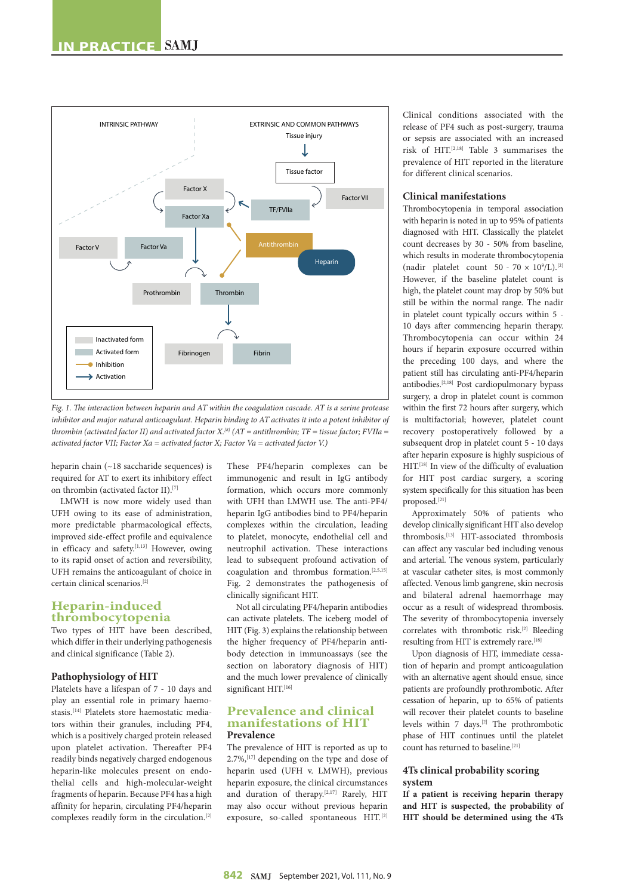Fig. 1. *The interaction between heparin and AT within the coagulation cascade. AT is a serine protease inhibitor and major natural anticoagulant. Heparin binding to AT activates it into a potent inhibitor of thrombin (activated factor II) and activated factor X.*[8] *(AT = antithrombin; TF = tissue factor; FVIIa = activated factor VII; Factor Xa = activated factor X; Factor Va = activated factor V.)*

heparin chain (~18 saccharide sequences) is required for AT to exert its inhibitory effect on thrombin (activated factor II).[7]

LMWH is now more widely used than UFH owing to its ease of administration, more predictable pharmacological effects, improved side-effect profile and equivalence in efficacy and safety.[1,13] However, owing to its rapid onset of action and reversibility, UFH remains the anticoagulant of choice in certain clinical scenarios.[2]

## Heparin-induced thrombocytopenia

Two types of HIT have been described, which differ in their underlying pathogenesis and clinical significance (Table 2).

### Pathophysiology of HIT

Platelets have a lifespan of 7 - 10 days and play an essential role in primary haemostasis.[14] Platelets store haemostatic mediators within their granules, including PF4, which is a positively charged protein released upon platelet activation. Thereafter PF4 readily binds negatively charged endogenous heparin-like molecules present on endothelial cells and high-molecular-weight fragments of heparin. Because PF4 has a high affinity for heparin, circulating PF4/heparin complexes readily form in the circulation.[2]

These PF4/heparin complexes can be immunogenic and result in IgG antibody formation, which occurs more commonly with UFH than LMWH use. The anti-PF4/heparin IgG antibodies bind to PF4/heparin complexes within the circulation, leading to platelet, monocyte, endothelial cell and neutrophil activation. These interactions lead to subsequent profound activation of coagulation and thrombus formation.[2,5,15] Fig. 2 demonstrates the pathogenesis of clinically significant HIT.

Not all circulating PF4/heparin antibodies can activate platelets. The iceberg model of HIT (Fig. 3) explains the relationship between the higher frequency of PF4/heparin antibody detection in immunoassays (see the section on laboratory diagnosis of HIT) and the much lower prevalence of clinically significant HIT.[16]

## Prevalence and clinical manifestations of HIT

### Prevalence

The prevalence of HIT is reported as up to 2.7%,[17] depending on the type and dose of heparin used (UFH v. LMWH), previous heparin exposure, the clinical circumstances and duration of therapy.[2,17] Rarely, HIT may also occur without previous heparin exposure, so-called spontaneous HIT.[2]

Clinical conditions associated with the release of PF4 such as post-surgery, trauma or sepsis are associated with an increased risk of HIT.[2,18] Table 3 summarises the prevalence of HIT reported in the literature for different clinical scenarios.

### Clinical manifestations

Thrombocytopenia in temporal association with heparin is noted in up to 95% of patients diagnosed with HIT. Classically the platelet count decreases by 30 - 50% from baseline, which results in moderate thrombocytopenia (nadir platelet count 50 - 70 × $10^9$/L).[2] However, if the baseline platelet count is high, the platelet count may drop by 50% but still be within the normal range. The nadir in platelet count typically occurs within 5 - 10 days after commencing heparin therapy. Thrombocytopenia can occur within 24 hours if heparin exposure occurred within the preceding 100 days, and where the patient still has circulating anti-PF4/heparin antibodies.[2,18] Post cardiopulmonary bypass surgery, a drop in platelet count is common within the first 72 hours after surgery, which is multifactorial; however, platelet count recovery postoperatively followed by a subsequent drop in platelet count 5 - 10 days after heparin exposure is highly suspicious of HIT.[18] In view of the difficulty of evaluation for HIT post cardiac surgery, a scoring system specifically for this situation has been proposed.[21]

Approximately 50% of patients who develop clinically significant HIT also develop thrombosis.[13] HIT-associated thrombosis can affect any vascular bed including venous and arterial. The venous system, particularly at vascular catheter sites, is most commonly affected. Venous limb gangrene, skin necrosis and bilateral adrenal haemorrhage may occur as a result of widespread thrombosis. The severity of thrombocytopenia inversely correlates with thrombotic risk.[2] Bleeding resulting from HIT is extremely rare.[18]

Upon diagnosis of HIT, immediate cessation of heparin and prompt anticoagulation with an alternative agent should ensue, since patients are profoundly prothrombotic. After cessation of heparin, up to 65% of patients will recover their platelet counts to baseline levels within 7 days.[2] The prothrombotic phase of HIT continues until the platelet count has returned to baseline.[21]

### 4Ts clinical probability scoring system

**If a patient is receiving heparin therapy and HIT is suspected, the probability of HIT should be determined using the 4Ts**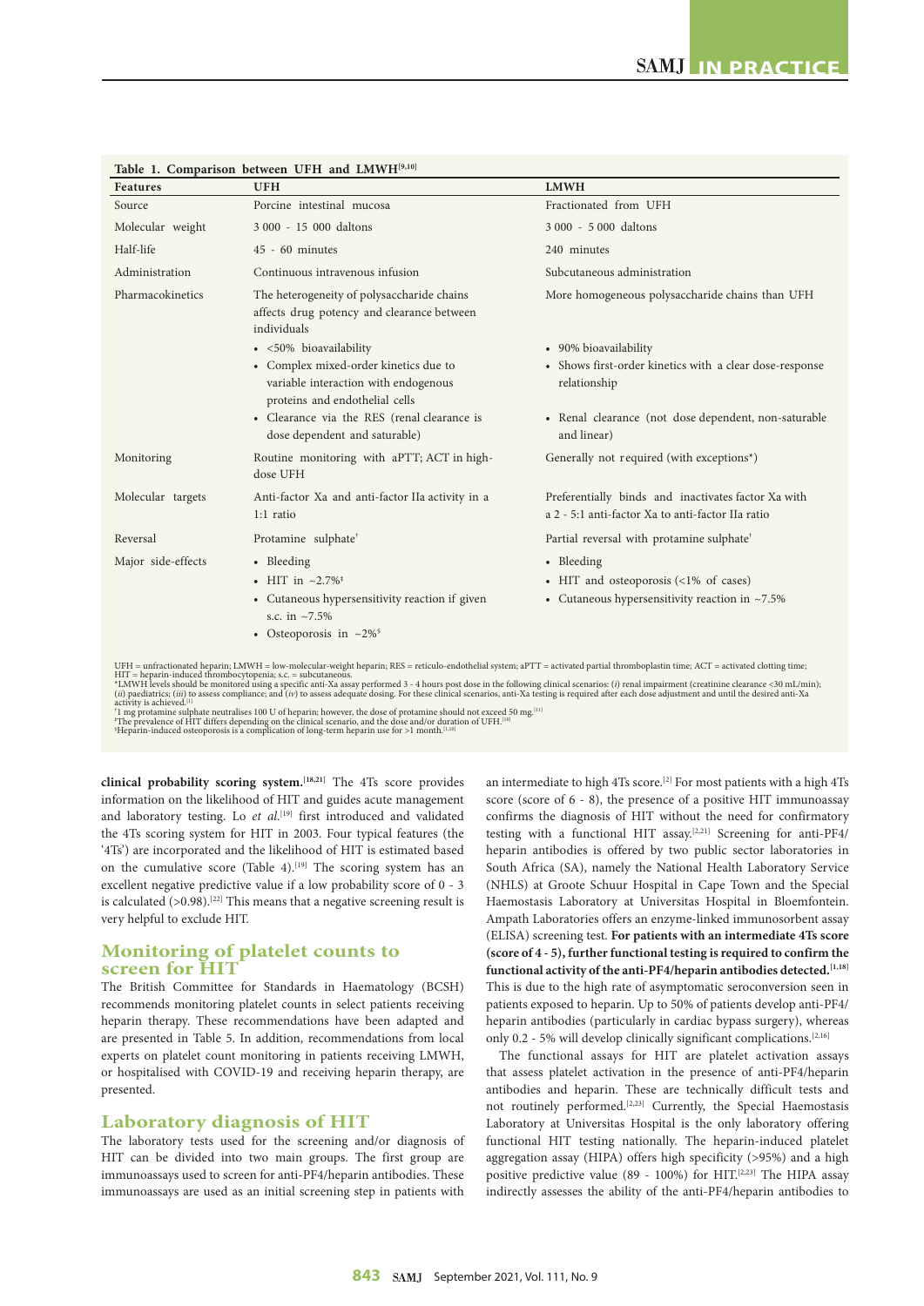**Table 1. Comparison between UFH and LMWH[9,10]**

| Features | UFH | LMWH |
|---|---|---|
| Source | Porcine intestinal mucosa | Fractionated from UFH |
| Molecular weight | 3 000 - 15 000 daltons | 3 000 - 5 000 daltons |
| Half-life | 45 - 60 minutes | 240 minutes |
| Administration | Continuous intravenous infusion | Subcutaneous administration |
| Pharmacokinetics | The heterogeneity of polysaccharide chains affects drug potency and clearance between individuals<br>• <50% bioavailability<br>• Complex mixed-order kinetics due to variable interaction with endogenous proteins and endothelial cells<br>• Clearance via the RES (renal clearance is dose dependent and saturable) | More homogeneous polysaccharide chains than UFH<br>• 90% bioavailability<br>• Shows first-order kinetics with a clear dose-response relationship<br>• Renal clearance (not dose dependent, non-saturable and linear) |
| Monitoring | Routine monitoring with aPTT; ACT in high-dose UFH | Generally not required (with exceptions*) |
| Molecular targets | Anti-factor Xa and anti-factor IIa activity in a 1:1 ratio | Preferentially binds and inactivates factor Xa with a 2 - 5:1 anti-factor Xa to anti-factor IIa ratio |
| Reversal | Protamine sulphate† | Partial reversal with protamine sulphate† |
| Major side-effects | • Bleeding<br>• HIT in ~2.7%‡<br>• Cutaneous hypersensitivity reaction if given s.c. in ~7.5%<br>• Osteoporosis in ~2%§ | • Bleeding<br>• HIT and osteoporosis (<1% of cases)<br>• Cutaneous hypersensitivity reaction in ~7.5% |

UFH = unfractionated heparin; LMWH = low-molecular-weight heparin; RES = reticulo-endothelial system; aPTT = activated partial thromboplastin time; ACT = activated clotting time; HIT = heparin-induced thrombocytopenia; s.c. = subcutaneous.
*LMWH levels should be monitored using a specific anti-Xa assay performed 3 - 4 hours post dose in the following clinical scenarios: (*i*) renal impairment (creatinine clearance <30 mL/min); (*ii*) paediatrics; (*iii*) to assess compliance; and (*iv*) to assess adequate dosing. For these clinical scenarios, anti-Xa testing is required after each dose adjustment and until the desired anti-Xa activity is achieved.[1]
†1 mg protamine sulphate neutralises 100 U of heparin; however, the dose of protamine should not exceed 50 mg.[11]
‡The prevalence of HIT differs depending on the clinical scenario, and the dose and/or duration of UFH.[10]
§Heparin-induced osteoporosis is a complication of long-term heparin use for >1 month.[1,10]

**clinical probability scoring system.[18,21]** The 4Ts score provides information on the likelihood of HIT and guides acute management and laboratory testing. Lo *et al*.[19] first introduced and validated the 4Ts scoring system for HIT in 2003. Four typical features (the '4Ts') are incorporated and the likelihood of HIT is estimated based on the cumulative score (Table 4).[19] The scoring system has an excellent negative predictive value if a low probability score of 0 - 3 is calculated (>0.98).[22] This means that a negative screening result is very helpful to exclude HIT.

## Monitoring of platelet counts to screen for HIT

The British Committee for Standards in Haematology (BCSH) recommends monitoring platelet counts in select patients receiving heparin therapy. These recommendations have been adapted and are presented in Table 5. In addition, recommendations from local experts on platelet count monitoring in patients receiving LMWH, or hospitalised with COVID-19 and receiving heparin therapy, are presented.

## Laboratory diagnosis of HIT

The laboratory tests used for the screening and/or diagnosis of HIT can be divided into two main groups. The first group are immunoassays used to screen for anti-PF4/heparin antibodies. These immunoassays are used as an initial screening step in patients with an intermediate to high 4Ts score.[2] For most patients with a high 4Ts score (score of 6 - 8), the presence of a positive HIT immunoassay confirms the diagnosis of HIT without the need for confirmatory testing with a functional HIT assay.[2,21] Screening for anti-PF4/heparin antibodies is offered by two public sector laboratories in South Africa (SA), namely the National Health Laboratory Service (NHLS) at Groote Schuur Hospital in Cape Town and the Special Haemostasis Laboratory at Universitas Hospital in Bloemfontein. Ampath Laboratories offers an enzyme-linked immunosorbent assay (ELISA) screening test. **For patients with an intermediate 4Ts score (score of 4 - 5), further testing is required to confirm the functional activity of the anti-PF4/heparin antibodies detected.[1,18]** This is due to the high rate of asymptomatic seroconversion seen in patients exposed to heparin. Up to 50% of patients develop anti-PF4/heparin antibodies (particularly in cardiac bypass surgery), whereas only 0.2 - 5% will develop clinically significant complications.[2,16]

The functional assays for HIT are platelet activation assays that assess platelet activation in the presence of anti-PF4/heparin antibodies and heparin. These are technically difficult tests and not routinely performed.[2,23] Currently, the Special Haemostasis Laboratory at Universitas Hospital is the only laboratory offering functional HIT testing nationally. The heparin-induced platelet aggregation assay (HIPA) offers high specificity (>95%) and a high positive predictive value (89 - 100%) for HIT.[2,23] The HIPA assay indirectly assesses the ability of the anti-PF4/heparin antibodies to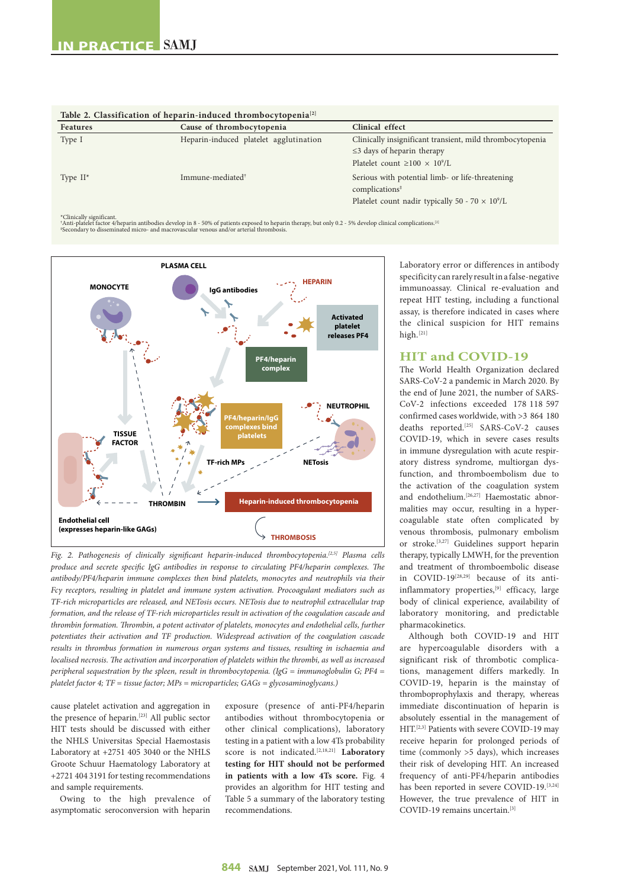Table 2. Classification of heparin-induced thrombocytopenia[2]

| Features | Cause of thrombocytopenia | Clinical effect |
|---|---|---|
| Type I | Heparin-induced platelet agglutination | Clinically insignificant transient, mild thrombocytopenia<br>≤3 days of heparin therapy<br>Platelet count ≥100 × $10^9$/L |
| Type II* | Immune-mediated† | Serious with potential limb- or life-threatening complications‡<br>Platelet count nadir typically 50 - 70 × $10^9$/L |

*Clinically significant.
†Anti-platelet factor 4/heparin antibodies develop in 8 - 50% of patients exposed to heparin therapy, but only 0.2 - 5% develop clinical complications.[2]
‡Secondary to disseminated micro- and macrovascular venous and/or arterial thrombosis.

*Fig. 2. Pathogenesis of clinically significant heparin-induced thrombocytopenia.[2,5] Plasma cells produce and secrete specific IgG antibodies in response to circulating PF4/heparin complexes. The antibody/PF4/heparin immune complexes then bind platelets, monocytes and neutrophils via their Fcγ receptors, resulting in platelet and immune system activation. Procoagulant mediators such as TF-rich microparticles are released, and NETosis occurs. NETosis due to neutrophil extracellular trap formation, and the release of TF-rich microparticles result in activation of the coagulation cascade and thrombin formation. Thrombin, a potent activator of platelets, monocytes and endothelial cells, further potentiates their activation and TF production. Widespread activation of the coagulation cascade results in thrombus formation in numerous organ systems and tissues, resulting in ischaemia and localised necrosis. The activation and incorporation of platelets within the thrombi, as well as increased peripheral sequestration by the spleen, result in thrombocytopenia. (IgG = immunoglobulin G; PF4 = platelet factor 4; TF = tissue factor; MPs = microparticles; GAGs = glycosaminoglycans.)*

cause platelet activation and aggregation in the presence of heparin.[23] All public sector HIT tests should be discussed with either the NHLS Universitas Special Haemostasis Laboratory at +2751 405 3040 or the NHLS Groote Schuur Haematology Laboratory at +2721 404 3191 for testing recommendations and sample requirements.

Owing to the high prevalence of asymptomatic seroconversion with heparin exposure (presence of anti-PF4/heparin antibodies without thrombocytopenia or other clinical complications), laboratory testing in a patient with a low 4Ts probability score is not indicated.[2,18,21] **Laboratory testing for HIT should not be performed in patients with a low 4Ts score.** Fig. 4 provides an algorithm for HIT testing and Table 5 a summary of the laboratory testing recommendations.

Laboratory error or differences in antibody specificity can rarely result in a false-negative immunoassay. Clinical re-evaluation and repeat HIT testing, including a functional assay, is therefore indicated in cases where the clinical suspicion for HIT remains high.[21]

## HIT and COVID-19

The World Health Organization declared SARS-CoV-2 a pandemic in March 2020. By the end of June 2021, the number of SARS-CoV-2 infections exceeded 178 118 597 confirmed cases worldwide, with >3 864 180 deaths reported.[25] SARS-CoV-2 causes COVID-19, which in severe cases results in immune dysregulation with acute respiratory distress syndrome, multiorgan dysfunction, and thromboembolism due to the activation of the coagulation system and endothelium.[26,27] Haemostatic abnormalities may occur, resulting in a hypercoagulable state often complicated by venous thrombosis, pulmonary embolism or stroke.[3,27] Guidelines support heparin therapy, typically LMWH, for the prevention and treatment of thromboembolic disease in COVID-19[28,29] because of its anti-inflammatory properties,[9] efficacy, large body of clinical experience, availability of laboratory monitoring, and predictable pharmacokinetics.

Although both COVID-19 and HIT are hypercoagulable disorders with a significant risk of thrombotic complications, management differs markedly. In COVID-19, heparin is the mainstay of thromboprophylaxis and therapy, whereas immediate discontinuation of heparin is absolutely essential in the management of HIT.[2,3] Patients with severe COVID-19 may receive heparin for prolonged periods of time (commonly >5 days), which increases their risk of developing HIT. An increased frequency of anti-PF4/heparin antibodies has been reported in severe COVID-19.[3,24] However, the true prevalence of HIT in COVID-19 remains uncertain.[3]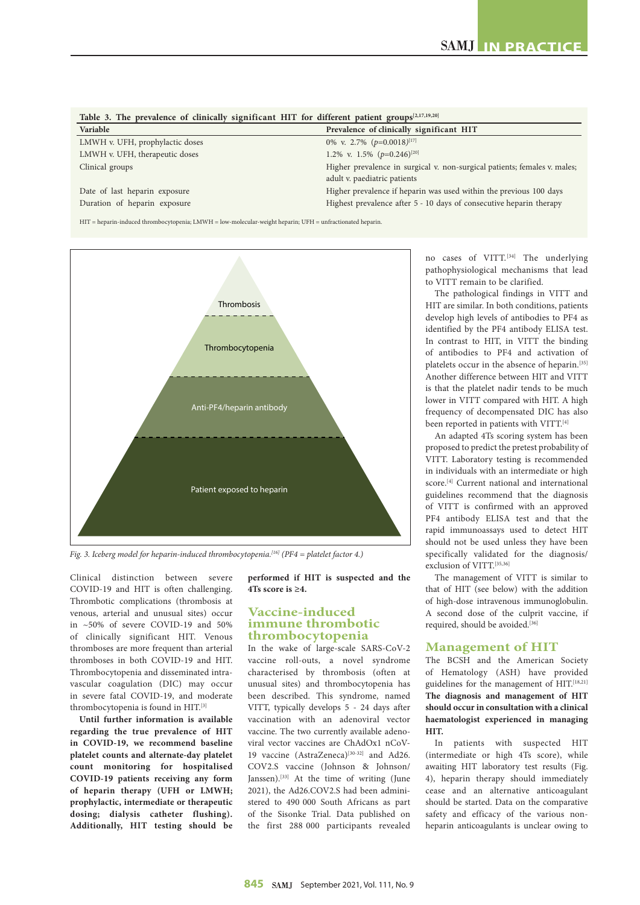Table 3. The prevalence of clinically significant HIT for different patient groups[2,17,19,20]

| Variable | Prevalence of clinically significant HIT |
|---|---|
| LMWH v. UFH, prophylactic doses | 0% v. 2.7% ($p$=0.0018)[17] |
| LMWH v. UFH, therapeutic doses | 1.2% v. 1.5% ($p$=0.246)[20] |
| Clinical groups | Higher prevalence in surgical v. non-surgical patients; females v. males; adult v. paediatric patients |
| Date of last heparin exposure | Higher prevalence if heparin was used within the previous 100 days |
| Duration of heparin exposure | Highest prevalence after 5 - 10 days of consecutive heparin therapy |

HIT = heparin-induced thrombocytopenia; LMWH = low-molecular-weight heparin; UFH = unfractionated heparin.

Thrombosis

Thrombocytopenia

Anti-PF4/heparin antibody

Patient exposed to heparin

*Fig. 3. Iceberg model for heparin-induced thrombocytopenia.[16] (PF4 = platelet factor 4.)*

Clinical distinction between severe COVID-19 and HIT is often challenging. Thrombotic complications (thrombosis at venous, arterial and unusual sites) occur in ~50% of severe COVID-19 and 50% of clinically significant HIT. Venous thromboses are more frequent than arterial thromboses in both COVID-19 and HIT. Thrombocytopenia and disseminated intravascular coagulation (DIC) may occur in severe fatal COVID-19, and moderate thrombocytopenia is found in HIT.[3]

**Until further information is available regarding the true prevalence of HIT in COVID-19, we recommend baseline platelet counts and alternate-day platelet count monitoring for hospitalised COVID-19 patients receiving any form of heparin therapy (UFH or LMWH; prophylactic, intermediate or therapeutic dosing; dialysis catheter flushing). Additionally, HIT testing should be performed if HIT is suspected and the 4Ts score is ≥4.**

## Vaccine-induced immune thrombotic thrombocytopenia

In the wake of large-scale SARS-CoV-2 vaccine roll-outs, a novel syndrome characterised by thrombosis (often at unusual sites) and thrombocytopenia has been described. This syndrome, named VITT, typically develops 5 - 24 days after vaccination with an adenoviral vector vaccine. The two currently available adenoviral vector vaccines are ChAdOx1 nCoV-19 vaccine (AstraZeneca)[30-32] and Ad26.COV2.S vaccine (Johnson & Johnson/Janssen).[33] At the time of writing (June 2021), the Ad26.COV2.S had been administered to 490 000 South Africans as part of the Sisonke Trial. Data published on the first 288 000 participants revealed no cases of VITT.[34] The underlying pathophysiological mechanisms that lead to VITT remain to be clarified.

The pathological findings in VITT and HIT are similar. In both conditions, patients develop high levels of antibodies to PF4 as identified by the PF4 antibody ELISA test. In contrast to HIT, in VITT the binding of antibodies to PF4 and activation of platelets occur in the absence of heparin.[35] Another difference between HIT and VITT is that the platelet nadir tends to be much lower in VITT compared with HIT. A high frequency of decompensated DIC has also been reported in patients with VITT.[4]

An adapted 4Ts scoring system has been proposed to predict the pretest probability of VITT. Laboratory testing is recommended in individuals with an intermediate or high score.[4] Current national and international guidelines recommend that the diagnosis of VITT is confirmed with an approved PF4 antibody ELISA test and that the rapid immunoassays used to detect HIT should not be used unless they have been specifically validated for the diagnosis/exclusion of VITT.[35,36]

The management of VITT is similar to that of HIT (see below) with the addition of high-dose intravenous immunoglobulin. A second dose of the culprit vaccine, if required, should be avoided.[36]

## Management of HIT

The BCSH and the American Society of Hematology (ASH) have provided guidelines for the management of HIT.[18,21] **The diagnosis and management of HIT should occur in consultation with a clinical haematologist experienced in managing HIT.**

In patients with suspected HIT (intermediate or high 4Ts score), while awaiting HIT laboratory test results (Fig. 4), heparin therapy should immediately cease and an alternative anticoagulant should be started. Data on the comparative safety and efficacy of the various non-heparin anticoagulants is unclear owing to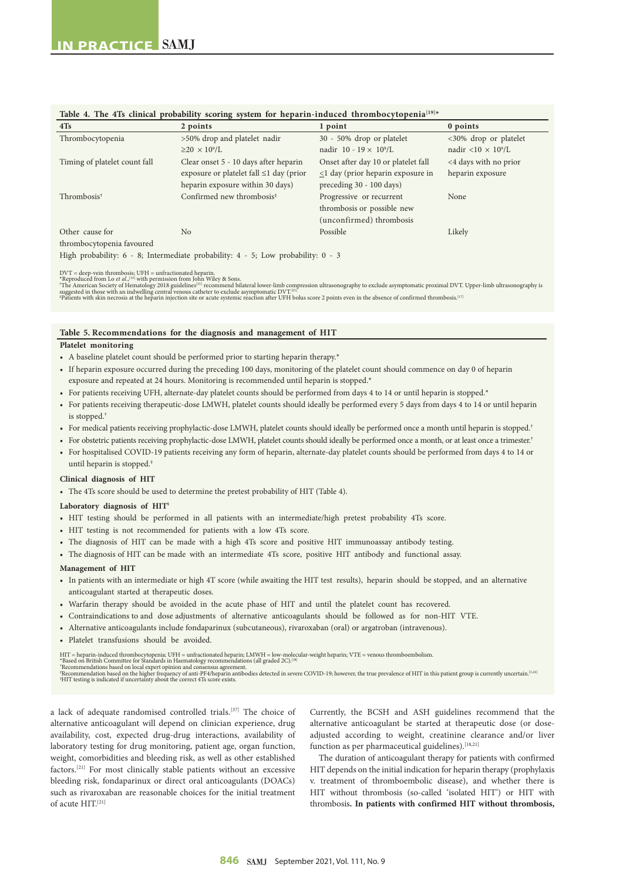**Table 4. The 4Ts clinical probability scoring system for heparin-induced thrombocytopenia[19]***

| 4Ts | 2 points | 1 point | 0 points |
|---|---|---|---|
| Thrombocytopenia | >50% drop and platelet nadir ≥20 × $10^9$/L | 30 - 50% drop or platelet nadir 10 - 19 × $10^9$/L | <30% drop or platelet nadir <10 × $10^9$/L |
| Timing of platelet count fall | Clear onset 5 - 10 days after heparin exposure or platelet fall ≤1 day (prior heparin exposure within 30 days) | Onset after day 10 or platelet fall ≤1 day (prior heparin exposure in preceding 30 - 100 days) | <4 days with no prior heparin exposure |
| Thrombosis† | Confirmed new thrombosis‡ | Progressive or recurrent thrombosis or possible new (unconfirmed) thrombosis | None |
| Other cause for thrombocytopenia favoured | No | Possible | Likely |

High probability: 6 - 8; Intermediate probability: 4 - 5; Low probability: 0 - 3

DVT = deep-vein thrombosis; UFH = unfractionated heparin.
*Reproduced from Lo *et al.*,[19] with permission from John Wiley & Sons.
†The American Society of Hematology 2018 guidelines[21] recommend bilateral lower-limb compression ultrasonography to exclude asymptomatic proximal DVT. Upper-limb ultrasonography is suggested in those with an indwelling central venous catheter to exclude asymptomatic DVT.[21]
‡Patients with skin necrosis at the heparin injection site or acute systemic reaction after UFH bolus score 2 points even in the absence of confirmed thrombosis.[17]

**Table 5. Recommendations for the diagnosis and management of HIT**

**Platelet monitoring**

- A baseline platelet count should be performed prior to starting heparin therapy.*
- If heparin exposure occurred during the preceding 100 days, monitoring of the platelet count should commence on day 0 of heparin exposure and repeated at 24 hours. Monitoring is recommended until heparin is stopped.*
- For patients receiving UFH, alternate-day platelet counts should be performed from days 4 to 14 or until heparin is stopped.*
- For patients receiving therapeutic-dose LMWH, platelet counts should ideally be performed every 5 days from days 4 to 14 or until heparin is stopped.†
- For medical patients receiving prophylactic-dose LMWH, platelet counts should ideally be performed once a month until heparin is stopped.†
- For obstetric patients receiving prophylactic-dose LMWH, platelet counts should ideally be performed once a month, or at least once a trimester.†
- For hospitalised COVID-19 patients receiving any form of heparin, alternate-day platelet counts should be performed from days 4 to 14 or until heparin is stopped.‡

**Clinical diagnosis of HIT**

- The 4Ts score should be used to determine the pretest probability of HIT (Table 4).

**Laboratory diagnosis of HIT§**

- HIT testing should be performed in all patients with an intermediate/high pretest probability 4Ts score.
- HIT testing is not recommended for patients with a low 4Ts score.
- The diagnosis of HIT can be made with a high 4Ts score and positive HIT immunoassay antibody testing.
- The diagnosis of HIT can be made with an intermediate 4Ts score, positive HIT antibody and functional assay.

**Management of HIT**

- In patients with an intermediate or high 4T score (while awaiting the HIT test results), heparin should be stopped, and an alternative anticoagulant started at therapeutic doses.
- Warfarin therapy should be avoided in the acute phase of HIT and until the platelet count has recovered.
- Contraindications to and dose adjustments of alternative anticoagulants should be followed as for non-HIT VTE.
- Alternative anticoagulants include fondaparinux (subcutaneous), rivaroxaban (oral) or argatroban (intravenous).
- Platelet transfusions should be avoided.

HIT = heparin-induced thrombocytopenia; UFH = unfractionated heparin; LMWH = low-molecular-weight heparin; VTE = venous thromboembolism.
*Based on British Committee for Standards in Haematology recommendations (all graded 2C).[18]
†Recommendations based on local expert opinion and consensus agreement.
‡Recommendation based on the higher frequency of anti-PF4/heparin antibodies detected in severe COVID-19; however, the true prevalence of HIT in this patient group is currently uncertain.[5,26]
§HIT testing is indicated if uncertainty about the correct 4Ts score exists.

a lack of adequate randomised controlled trials.[37] The choice of alternative anticoagulant will depend on clinician experience, drug availability, cost, expected drug-drug interactions, availability of laboratory testing for drug monitoring, patient age, organ function, weight, comorbidities and bleeding risk, as well as other established factors.[21] For most clinically stable patients without an excessive bleeding risk, fondaparinux or direct oral anticoagulants (DOACs) such as rivaroxaban are reasonable choices for the initial treatment of acute HIT.[21]

Currently, the BCSH and ASH guidelines recommend that the alternative anticoagulant be started at therapeutic dose (or dose-adjusted according to weight, creatinine clearance and/or liver function as per pharmaceutical guidelines).[18,21]

The duration of anticoagulant therapy for patients with confirmed HIT depends on the initial indication for heparin therapy (prophylaxis v. treatment of thromboembolic disease), and whether there is HIT without thrombosis (so-called 'isolated HIT') or HIT with thrombosis. **In patients with confirmed HIT without thrombosis,**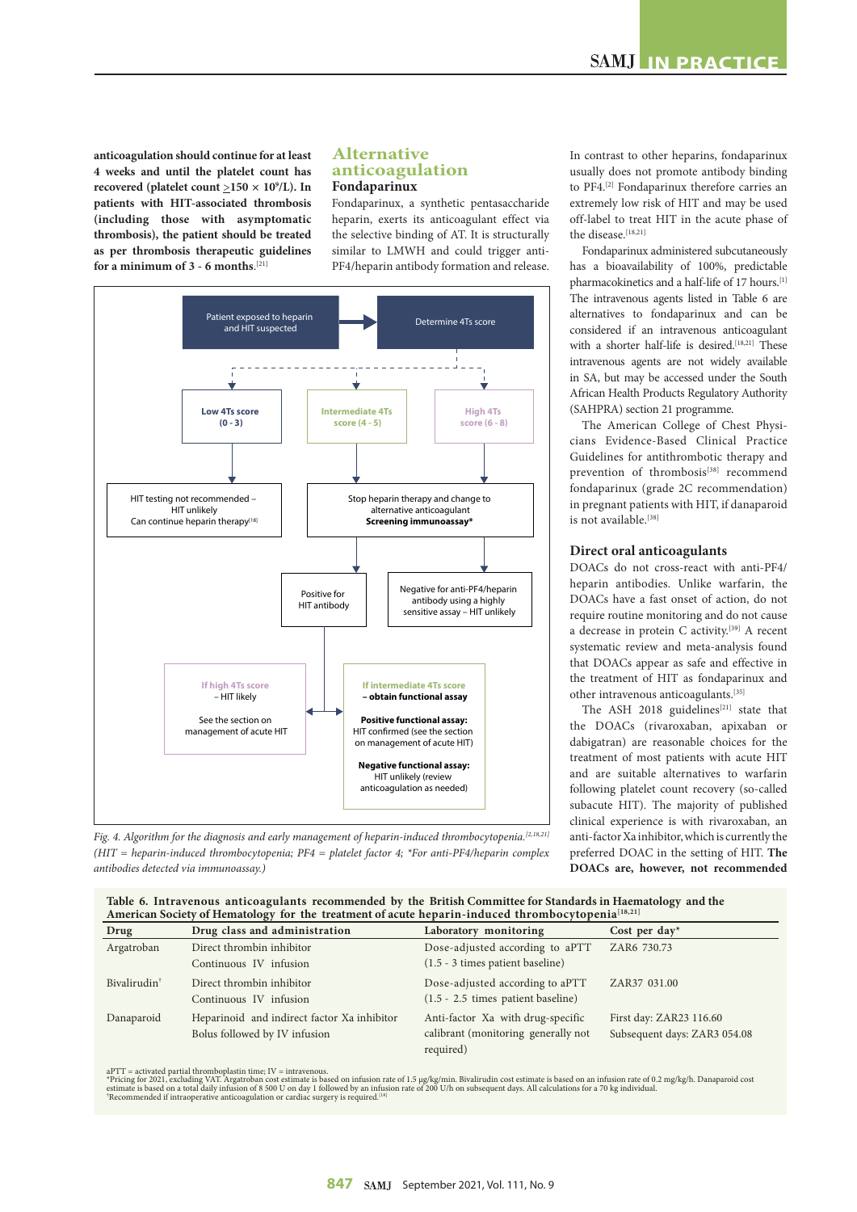**anticoagulation should continue for at least 4 weeks and until the platelet count has recovered (platelet count ≥150 × 10⁹/L). In patients with HIT-associated thrombosis (including those with asymptomatic thrombosis), the patient should be treated as per thrombosis therapeutic guidelines for a minimum of 3 - 6 months.**[21]

## Alternative anticoagulation

### Fondaparinux

Fondaparinux, a synthetic pentasaccharide heparin, exerts its anticoagulant effect via the selective binding of AT. It is structurally similar to LMWH and could trigger anti-PF4/heparin antibody formation and release. In contrast to other heparins, fondaparinux usually does not promote antibody binding to PF4.[2] Fondaparinux therefore carries an extremely low risk of HIT and may be used off-label to treat HIT in the acute phase of the disease.[18,21]

Fondaparinux administered subcutaneously has a bioavailability of 100%, predictable pharmacokinetics and a half-life of 17 hours.[1] The intravenous agents listed in Table 6 are alternatives to fondaparinux and can be considered if an intravenous anticoagulant with a shorter half-life is desired.[18,21] These intravenous agents are not widely available in SA, but may be accessed under the South African Health Products Regulatory Authority (SAHPRA) section 21 programme.

The American College of Chest Physicians Evidence-Based Clinical Practice Guidelines for antithrombotic therapy and prevention of thrombosis[38] recommend fondaparinux (grade 2C recommendation) in pregnant patients with HIT, if danaparoid is not available.[38]

Patient exposed to heparin and HIT suspected → Determine 4Ts score

- Low 4Ts score (0 - 3) → HIT testing not recommended – HIT unlikely. Can continue heparin therapy[18]
- Intermediate 4Ts score (4 - 5) / High 4Ts score (6 - 8) → Stop heparin therapy and change to alternative anticoagulant. **Screening immunoassay***
  - Positive for HIT antibody →
    - If high 4Ts score – HIT likely. See the section on management of acute HIT
    - If intermediate 4Ts score – **obtain functional assay**. **Positive functional assay:** HIT confirmed (see the section on management of acute HIT). **Negative functional assay:** HIT unlikely (review anticoagulation as needed)
  - Negative for anti-PF4/heparin antibody using a highly sensitive assay – HIT unlikely

*Fig. 4. Algorithm for the diagnosis and early management of heparin-induced thrombocytopenia.[2,18,21] (HIT = heparin-induced thrombocytopenia; PF4 = platelet factor 4; *For anti-PF4/heparin complex antibodies detected via immunoassay.)*

### Direct oral anticoagulants

DOACs do not cross-react with anti-PF4/heparin antibodies. Unlike warfarin, the DOACs have a fast onset of action, do not require routine monitoring and do not cause a decrease in protein C activity.[39] A recent systematic review and meta-analysis found that DOACs appear as safe and effective in the treatment of HIT as fondaparinux and other intravenous anticoagulants.[35]

The ASH 2018 guidelines[21] state that the DOACs (rivaroxaban, apixaban or dabigatran) are reasonable choices for the treatment of most patients with acute HIT and are suitable alternatives to warfarin following platelet count recovery (so-called subacute HIT). The majority of published clinical experience is with rivaroxaban, an anti-factor Xa inhibitor, which is currently the preferred DOAC in the setting of HIT. **The DOACs are, however, not recommended**

**Table 6. Intravenous anticoagulants recommended by the British Committee for Standards in Haematology and the American Society of Hematology for the treatment of acute heparin-induced thrombocytopenia[18,21]**

| Drug | Drug class and administration | Laboratory monitoring | Cost per day* |
|---|---|---|---|
| Argatroban | Direct thrombin inhibitor<br>Continuous IV infusion | Dose-adjusted according to aPTT (1.5 - 3 times patient baseline) | ZAR6 730.73 |
| Bivalirudin† | Direct thrombin inhibitor<br>Continuous IV infusion | Dose-adjusted according to aPTT (1.5 - 2.5 times patient baseline) | ZAR37 031.00 |
| Danaparoid | Heparinoid and indirect factor Xa inhibitor<br>Bolus followed by IV infusion | Anti-factor Xa with drug-specific calibrant (monitoring generally not required) | First day: ZAR23 116.60<br>Subsequent days: ZAR3 054.08 |

aPTT = activated partial thromboplastin time; IV = intravenous.
*Pricing for 2021, excluding VAT. Argatroban cost estimate is based on infusion rate of 1.5 µg/kg/min. Bivalirudin cost estimate is based on an infusion rate of 0.2 mg/kg/h. Danaparoid cost estimate is based on a total daily infusion of 8 500 U on day 1 followed by an infusion rate of 200 U/h on subsequent days. All calculations for a 70 kg individual.
†Recommended if intraoperative anticoagulation or cardiac surgery is required.[18]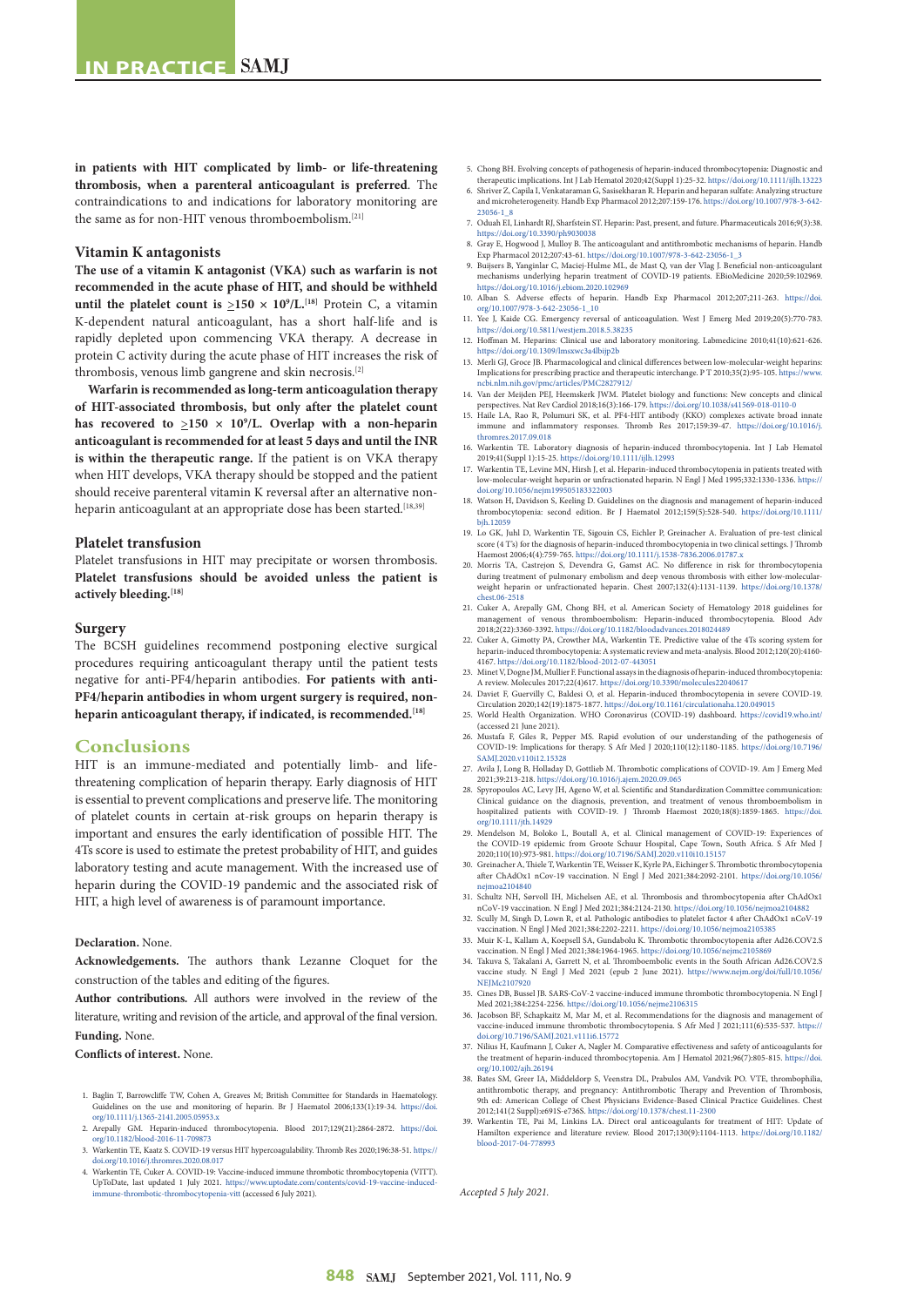**in patients with HIT complicated by limb- or life-threatening thrombosis, when a parenteral anticoagulant is preferred**. The contraindications to and indications for laboratory monitoring are the same as for non-HIT venous thromboembolism.[21]

### Vitamin K antagonists

**The use of a vitamin K antagonist (VKA) such as warfarin is not recommended in the acute phase of HIT, and should be withheld until the platelet count is ≥150 × $10^9$/L.[18]** Protein C, a vitamin K-dependent natural anticoagulant, has a short half-life and is rapidly depleted upon commencing VKA therapy. A decrease in protein C activity during the acute phase of HIT increases the risk of thrombosis, venous limb gangrene and skin necrosis.[2]

**Warfarin is recommended as long-term anticoagulation therapy of HIT-associated thrombosis, but only after the platelet count has recovered to ≥150 × $10^9$/L. Overlap with a non-heparin anticoagulant is recommended for at least 5 days and until the INR is within the therapeutic range.** If the patient is on VKA therapy when HIT develops, VKA therapy should be stopped and the patient should receive parenteral vitamin K reversal after an alternative non-heparin anticoagulant at an appropriate dose has been started.[18,39]

### Platelet transfusion

Platelet transfusions in HIT may precipitate or worsen thrombosis. **Platelet transfusions should be avoided unless the patient is actively bleeding.[18]**

### Surgery

The BCSH guidelines recommend postponing elective surgical procedures requiring anticoagulant therapy until the patient tests negative for anti-PF4/heparin antibodies. **For patients with anti-PF4/heparin antibodies in whom urgent surgery is required, non-heparin anticoagulant therapy, if indicated, is recommended.[18]**

## Conclusions

HIT is an immune-mediated and potentially limb- and life-threatening complication of heparin therapy. Early diagnosis of HIT is essential to prevent complications and preserve life. The monitoring of platelet counts in certain at-risk groups on heparin therapy is important and ensures the early identification of possible HIT. The 4Ts score is used to estimate the pretest probability of HIT, and guides laboratory testing and acute management. With the increased use of heparin during the COVID-19 pandemic and the associated risk of HIT, a high level of awareness is of paramount importance.

**Declaration.** None.

**Acknowledgements.** The authors thank Lezanne Cloquet for the construction of the tables and editing of the figures.

**Author contributions.** All authors were involved in the review of the literature, writing and revision of the article, and approval of the final version.

**Funding.** None.

**Conflicts of interest.** None.

1. Baglin T, Barrowcliffe TW, Cohen A, Greaves M; British Committee for Standards in Haematology. Guidelines on the use and monitoring of heparin. Br J Haematol 2006;133(1):19-34. https://doi.org/10.1111/j.1365-2141.2005.05953.x
2. Arepally GM. Heparin-induced thrombocytopenia. Blood 2017;129(21):2864-2872. https://doi.org/10.1182/blood-2016-11-709873
3. Warkentin TE, Kaatz S. COVID-19 versus HIT hypercoagulability. Thromb Res 2020;196:38-51. https://doi.org/10.1016/j.thromres.2020.08.017
4. Warkentin TE, Cuker A. COVID-19: Vaccine-induced immune thrombotic thrombocytopenia (VITT). UpToDate, last updated 1 July 2021. https://www.uptodate.com/contents/covid-19-vaccine-induced-immune-thrombotic-thrombocytopenia-vitt (accessed 6 July 2021).
5. Chong BH. Evolving concepts of pathogenesis of heparin-induced thrombocytopenia: Diagnostic and therapeutic implications. Int J Lab Hematol 2020;42(Suppl 1):25-32. https://doi.org/10.1111/ijlh.13223
6. Shriver Z, Capila I, Venkataraman G, Sasisekharan R. Heparin and heparan sulfate: Analyzing structure and microheterogeneity. Handb Exp Pharmacol 2012;207:159-176. https://doi.org/10.1007/978-3-642-23056-1_8
7. Oduah EI, Linhardt RJ, Sharfstein ST. Heparin: Past, present, and future. Pharmaceuticals 2016;9(3):38. https://doi.org/10.3390/ph9030038
8. Gray E, Hogwood J, Mulloy B. The anticoagulant and antithrombotic mechanisms of heparin. Handb Exp Pharmacol 2012;207:43-61. https://doi.org/10.1007/978-3-642-23056-1_3
9. Buijsers B, Yanginlar C, Maciej-Hulme ML, de Mast Q, van der Vlag J. Beneficial non-anticoagulant mechanisms underlying heparin treatment of COVID-19 patients. EBioMedicine 2020;59:102969. https://doi.org/10.1016/j.ebiom.2020.102969
10. Alban S. Adverse effects of heparin. Handb Exp Pharmacol 2012;207;211-263. https://doi.org/10.1007/978-3-642-23056-1_10
11. Yee J, Kaide CG. Emergency reversal of anticoagulation. West J Emerg Med 2019;20(5):770-783. https://doi.org/10.5811/westjem.2018.5.38235
12. Hoffman M. Heparins: Clinical use and laboratory monitoring. Labmedicine 2010;41(10):621-626. https://doi.org/10.1309/lmsxwc3a4lbijp2b
13. Merli GJ, Groce JB. Pharmacological and clinical differences between low-molecular-weight heparins: Implications for prescribing practice and therapeutic interchange. P T 2010;35(2):95-105. https://www.ncbi.nlm.nih.gov/pmc/articles/PMC2827912/
14. Van der Meijden PEJ, Heemskerk JWM. Platelet biology and functions: New concepts and clinical perspectives. Nat Rev Cardiol 2018;16(3):166-179. https://doi.org/10.1038/s41569-018-0110-0
15. Haile LA, Rao R, Polumuri SK, et al. PF4-HIT antibody (KKO) complexes activate broad innate immune and inflammatory responses. Thromb Res 2017;159:39-47. https://doi.org/10.1016/j.thromres.2017.09.018
16. Warkentin TE. Laboratory diagnosis of heparin-induced thrombocytopenia. Int J Lab Hematol 2019;41(Suppl 1):15-25. https://doi.org/10.1111/ijlh.12993
17. Warkentin TE, Levine MN, Hirsh J, et al. Heparin-induced thrombocytopenia in patients treated with low-molecular-weight heparin or unfractionated heparin. N Engl J Med 1995;332:1330-1336. https://doi.org/10.1056/nejm199505183322003
18. Watson H, Davidson S, Keeling D. Guidelines on the diagnosis and management of heparin-induced thrombocytopenia: second edition. Br J Haematol 2012;159(5):528-540. https://doi.org/10.1111/bjh.12059
19. Lo GK, Juhl D, Warkentin TE, Sigouin CS, Eichler P, Greinacher A. Evaluation of pre-test clinical score (4 T's) for the diagnosis of heparin-induced thrombocytopenia in two clinical settings. J Thromb Haemost 2006;4(4):759-765. https://doi.org/10.1111/j.1538-7836.2006.01787.x
20. Morris TA, Castrejon S, Devendra G, Gamst AC. No difference in risk for thrombocytopenia during treatment of pulmonary embolism and deep venous thrombosis with either low-molecular-weight heparin or unfractionated heparin. Chest 2007;132(4):1131-1139. https://doi.org/10.1378/chest.06-2518
21. Cuker A, Arepally GM, Chong BH, et al. American Society of Hematology 2018 guidelines for management of venous thromboembolism: Heparin-induced thrombocytopenia. Blood Adv 2018;2(22):3360-3392. https://doi.org/10.1182/bloodadvances.2018024489
22. Cuker A, Gimotty PA, Crowther MA, Warkentin TE. Predictive value of the 4Ts scoring system for heparin-induced thrombocytopenia: A systematic review and meta-analysis. Blood 2012;120(20):4160-4167. https://doi.org/10.1182/blood-2012-07-443051
23. Minet V, Dogne JM, Mullier F. Functional assays in the diagnosis of heparin-induced thrombocytopenia: A review. Molecules 2017;22(4)617. https://doi.org/10.3390/molecules22040617
24. Daviet F, Guervilly C, Baldesi O, et al. Heparin-induced thrombocytopenia in severe COVID-19. Circulation 2020;142(19):1875-1877. https://doi.org/10.1161/circulationaha.120.049015
25. World Health Organization. WHO Coronavirus (COVID-19) dashboard. https://covid19.who.int/ (accessed 21 June 2021).
26. Mustafa F, Giles R, Pepper MS. Rapid evolution of our understanding of the pathogenesis of COVID-19: Implications for therapy. S Afr Med J 2020;110(12):1180-1185. https://doi.org/10.7196/SAMJ.2020.v110i12.15328
27. Avila J, Long B, Holladay D, Gottlieb M. Thrombotic complications of COVID-19. Am J Emerg Med 2021;39:213-218. https://doi.org/10.1016/j.ajem.2020.09.065
28. Spyropoulos AC, Levy JH, Ageno W, et al. Scientific and Standardization Committee communication: Clinical guidance on the diagnosis, prevention, and treatment of venous thromboembolism in hospitalized patients with COVID-19. J Thromb Haemost 2020;18(8):1859-1865. https://doi.org/10.1111/jth.14929
29. Mendelson M, Boloko L, Boutall A, et al. Clinical management of COVID-19: Experiences of the COVID-19 epidemic from Groote Schuur Hospital, Cape Town, South Africa. S Afr Med J 2020;110(10):973-981. https://doi.org/10.7196/SAMJ.2020.v110i10.15157
30. Greinacher A, Thiele T, Warkentin TE, Weisser K, Kyrle PA, Eichinger S. Thrombotic thrombocytopenia after ChAdOx1 nCov-19 vaccination. N Engl J Med 2021;384:2092-2101. https://doi.org/10.1056/nejmoa2104840
31. Schultz NH, Sørvoll IH, Michelsen AE, et al. Thrombosis and thrombocytopenia after ChAdOx1 nCoV-19 vaccination. N Engl J Med 2021;384:2124-2130. https://doi.org/10.1056/nejmoa2104882
32. Scully M, Singh D, Lown R, et al. Pathologic antibodies to platelet factor 4 after ChAdOx1 nCoV-19 vaccination. N Engl J Med 2021;384:2202-2211. https://doi.org/10.1056/nejmoa2105385
33. Muir K-L, Kallam A, Koepsell SA, Gundabolu K. Thrombotic thrombocytopenia after Ad26.COV2.S vaccination. N Engl J Med 2021;384:1964-1965. https://doi.org/10.1056/nejmc2105869
34. Takuva S, Takalani A, Garrett N, et al. Thromboembolic events in the South African Ad26.COV2.S vaccine study. N Engl J Med 2021 (epub 2 June 2021). https://www.nejm.org/doi/full/10.1056/NEJMc2107920
35. Cines DB, Bussel JB. SARS-CoV-2 vaccine-induced immune thrombotic thrombocytopenia. N Engl J Med 2021;384:2254-2256. https://doi.org/10.1056/nejme2106315
36. Jacobson BF, Schapkaitz M, Mar M, et al. Recommendations for the diagnosis and management of vaccine-induced immune thrombotic thrombocytopenia. S Afr Med J 2021;111(6):535-537. https://doi.org/10.7196/SAMJ.2021.v111i6.15772
37. Nilius H, Kaufmann J, Cuker A, Nagler M. Comparative effectiveness and safety of anticoagulants for the treatment of heparin-induced thrombocytopenia. Am J Hematol 2021;96(7):805-815. https://doi.org/10.1002/ajh.26194
38. Bates SM, Greer IA, Middeldorp S, Veenstra DL, Prabulos AM, Vandvik PO. VTE, thrombophilia, antithrombotic therapy, and pregnancy: Antithrombotic Therapy and Prevention of Thrombosis, 9th ed: American College of Chest Physicians Evidence-Based Clinical Practice Guidelines. Chest 2012;141(2 Suppl):e691S-e736S. https://doi.org/10.1378/chest.11-2300
39. Warkentin TE, Pai M, Linkins LA. Direct oral anticoagulants for treatment of HIT: Update of Hamilton experience and literature review. Blood 2017;130(9):1104-1113. https://doi.org/10.1182/blood-2017-04-778993

*Accepted 5 July 2021.*